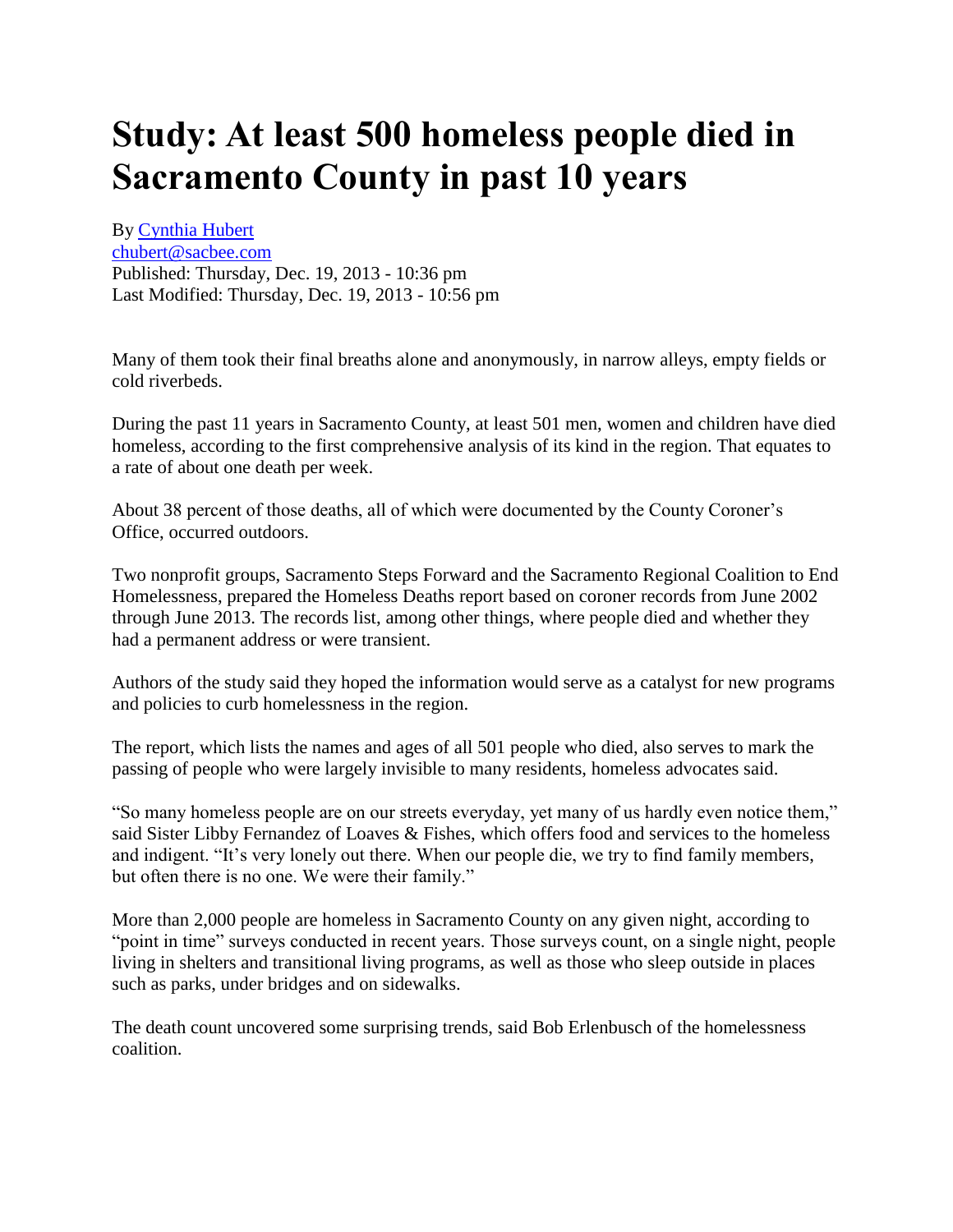# Study: At least 500 homeless people died in Sacramento County in past 10 years

By [Cynthia Hubert](#)
[chubert@sacbee.com](mailto:chubert@sacbee.com)
Published: Thursday, Dec. 19, 2013 - 10:36 pm
Last Modified: Thursday, Dec. 19, 2013 - 10:56 pm

Many of them took their final breaths alone and anonymously, in narrow alleys, empty fields or cold riverbeds.

During the past 11 years in Sacramento County, at least 501 men, women and children have died homeless, according to the first comprehensive analysis of its kind in the region. That equates to a rate of about one death per week.

About 38 percent of those deaths, all of which were documented by the County Coroner's Office, occurred outdoors.

Two nonprofit groups, Sacramento Steps Forward and the Sacramento Regional Coalition to End Homelessness, prepared the Homeless Deaths report based on coroner records from June 2002 through June 2013. The records list, among other things, where people died and whether they had a permanent address or were transient.

Authors of the study said they hoped the information would serve as a catalyst for new programs and policies to curb homelessness in the region.

The report, which lists the names and ages of all 501 people who died, also serves to mark the passing of people who were largely invisible to many residents, homeless advocates said.

"So many homeless people are on our streets everyday, yet many of us hardly even notice them," said Sister Libby Fernandez of Loaves & Fishes, which offers food and services to the homeless and indigent. "It's very lonely out there. When our people die, we try to find family members, but often there is no one. We were their family."

More than 2,000 people are homeless in Sacramento County on any given night, according to "point in time" surveys conducted in recent years. Those surveys count, on a single night, people living in shelters and transitional living programs, as well as those who sleep outside in places such as parks, under bridges and on sidewalks.

The death count uncovered some surprising trends, said Bob Erlenbusch of the homelessness coalition.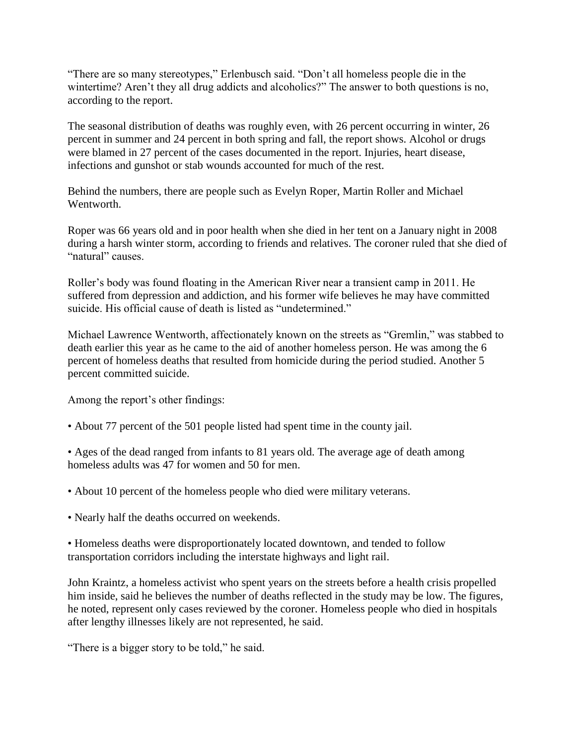“There are so many stereotypes,” Erlenbusch said. “Don’t all homeless people die in the wintertime? Aren’t they all drug addicts and alcoholics?” The answer to both questions is no, according to the report.

The seasonal distribution of deaths was roughly even, with 26 percent occurring in winter, 26 percent in summer and 24 percent in both spring and fall, the report shows. Alcohol or drugs were blamed in 27 percent of the cases documented in the report. Injuries, heart disease, infections and gunshot or stab wounds accounted for much of the rest.

Behind the numbers, there are people such as Evelyn Roper, Martin Roller and Michael Wentworth.

Roper was 66 years old and in poor health when she died in her tent on a January night in 2008 during a harsh winter storm, according to friends and relatives. The coroner ruled that she died of “natural” causes.

Roller’s body was found floating in the American River near a transient camp in 2011. He suffered from depression and addiction, and his former wife believes he may have committed suicide. His official cause of death is listed as “undetermined.”

Michael Lawrence Wentworth, affectionately known on the streets as “Gremlin,” was stabbed to death earlier this year as he came to the aid of another homeless person. He was among the 6 percent of homeless deaths that resulted from homicide during the period studied. Another 5 percent committed suicide.

Among the report’s other findings:

- About 77 percent of the 501 people listed had spent time in the county jail.

- Ages of the dead ranged from infants to 81 years old. The average age of death among homeless adults was 47 for women and 50 for men.

- About 10 percent of the homeless people who died were military veterans.

- Nearly half the deaths occurred on weekends.

- Homeless deaths were disproportionately located downtown, and tended to follow transportation corridors including the interstate highways and light rail.

John Kraintz, a homeless activist who spent years on the streets before a health crisis propelled him inside, said he believes the number of deaths reflected in the study may be low. The figures, he noted, represent only cases reviewed by the coroner. Homeless people who died in hospitals after lengthy illnesses likely are not represented, he said.

“There is a bigger story to be told,” he said.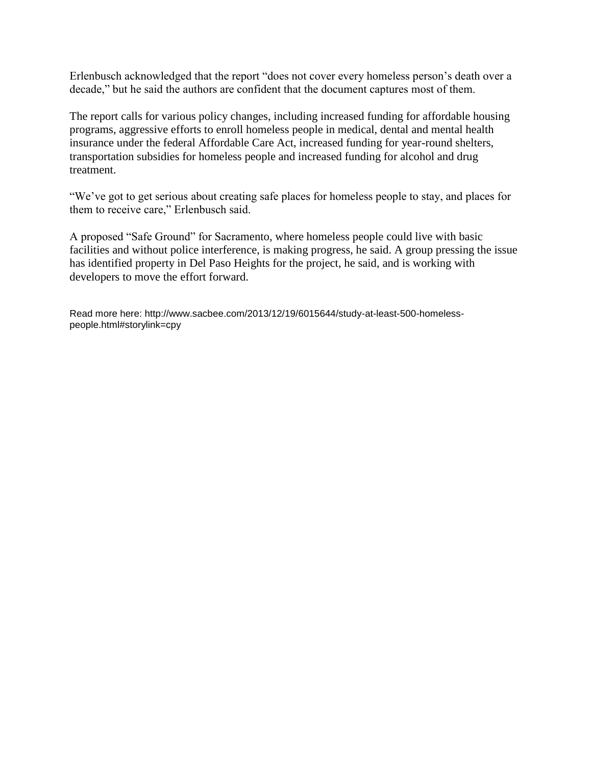Erlenbusch acknowledged that the report "does not cover every homeless person's death over a decade," but he said the authors are confident that the document captures most of them.

The report calls for various policy changes, including increased funding for affordable housing programs, aggressive efforts to enroll homeless people in medical, dental and mental health insurance under the federal Affordable Care Act, increased funding for year-round shelters, transportation subsidies for homeless people and increased funding for alcohol and drug treatment.

"We've got to get serious about creating safe places for homeless people to stay, and places for them to receive care," Erlenbusch said.

A proposed "Safe Ground" for Sacramento, where homeless people could live with basic facilities and without police interference, is making progress, he said. A group pressing the issue has identified property in Del Paso Heights for the project, he said, and is working with developers to move the effort forward.

Read more here: http://www.sacbee.com/2013/12/19/6015644/study-at-least-500-homeless-people.html#storylink=cpy